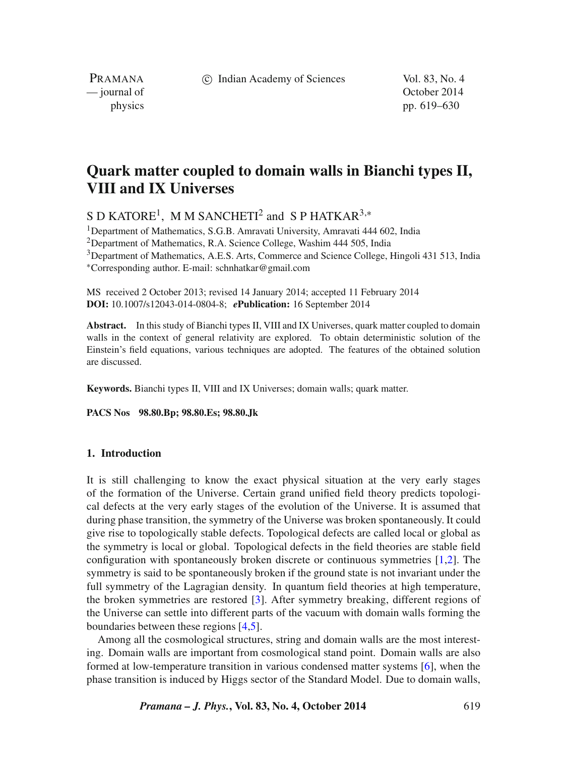# Quark matter coupled to domain walls in Bianchi types II, VIII and IX Universes

S D KATORE[1], M M SANCHETI[2] and S P HATKAR[3,*]

[1]Department of Mathematics, S.G.B. Amravati University, Amravati 444 602, India
[2]Department of Mathematics, R.A. Science College, Washim 444 505, India
[3]Department of Mathematics, A.E.S. Arts, Commerce and Science College, Hingoli 431 513, India
[*]Corresponding author. E-mail: schnhatkar@gmail.com

MS received 2 October 2013; revised 14 January 2014; accepted 11 February 2014
**DOI:** 10.1007/s12043-014-0804-8; ***e*Publication:** 16 September 2014

**Abstract.** In this study of Bianchi types II, VIII and IX Universes, quark matter coupled to domain walls in the context of general relativity are explored. To obtain deterministic solution of the Einstein's field equations, various techniques are adopted. The features of the obtained solution are discussed.

**Keywords.** Bianchi types II, VIII and IX Universes; domain walls; quark matter.

**PACS Nos 98.80.Bp; 98.80.Es; 98.80.Jk**

## 1. Introduction

It is still challenging to know the exact physical situation at the very early stages of the formation of the Universe. Certain grand unified field theory predicts topological defects at the very early stages of the evolution of the Universe. It is assumed that during phase transition, the symmetry of the Universe was broken spontaneously. It could give rise to topologically stable defects. Topological defects are called local or global as the symmetry is local or global. Topological defects in the field theories are stable field configuration with spontaneously broken discrete or continuous symmetries [1,2]. The symmetry is said to be spontaneously broken if the ground state is not invariant under the full symmetry of the Lagragian density. In quantum field theories at high temperature, the broken symmetries are restored [3]. After symmetry breaking, different regions of the Universe can settle into different parts of the vacuum with domain walls forming the boundaries between these regions [4,5].

Among all the cosmological structures, string and domain walls are the most interesting. Domain walls are important from cosmological stand point. Domain walls are also formed at low-temperature transition in various condensed matter systems [6], when the phase transition is induced by Higgs sector of the Standard Model. Due to domain walls,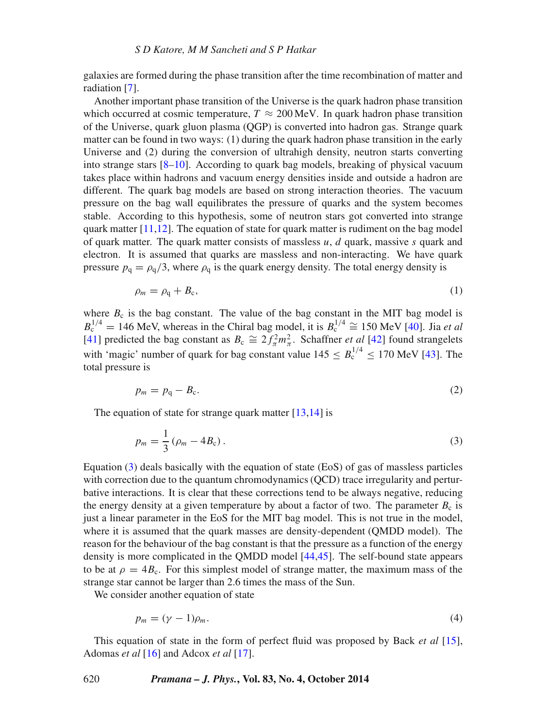galaxies are formed during the phase transition after the time recombination of matter and radiation [7].

Another important phase transition of the Universe is the quark hadron phase transition which occurred at cosmic temperature, $T \approx 200$ MeV. In quark hadron phase transition of the Universe, quark gluon plasma (QGP) is converted into hadron gas. Strange quark matter can be found in two ways: (1) during the quark hadron phase transition in the early Universe and (2) during the conversion of ultrahigh density, neutron starts converting into strange stars [8–10]. According to quark bag models, breaking of physical vacuum takes place within hadrons and vacuum energy densities inside and outside a hadron are different. The quark bag models are based on strong interaction theories. The vacuum pressure on the bag wall equilibrates the pressure of quarks and the system becomes stable. According to this hypothesis, some of neutron stars got converted into strange quark matter [11,12]. The equation of state for quark matter is rudiment on the bag model of quark matter. The quark matter consists of massless $u$, $d$ quark, massive $s$ quark and electron. It is assumed that quarks are massless and non-interacting. We have quark pressure $p_{\mathrm{q}} = \rho_{\mathrm{q}}/3$, where $\rho_{\mathrm{q}}$ is the quark energy density. The total energy density is

$$\rho_m = \rho_{\mathrm{q}} + B_{\mathrm{c}}, \tag{1}$$

where $B_{\mathrm{c}}$ is the bag constant. The value of the bag constant in the MIT bag model is $B_{\mathrm{c}}^{1/4} = 146$ MeV, whereas in the Chiral bag model, it is $B_{\mathrm{c}}^{1/4} \cong 150$ MeV [40]. Jia *et al* [41] predicted the bag constant as $B_{\mathrm{c}} \cong 2 f_\pi^2 m_\pi^2$. Schaffner *et al* [42] found strangelets with 'magic' number of quark for bag constant value $145 \leq B_{\mathrm{c}}^{1/4} \leq 170$ MeV [43]. The total pressure is

$$p_m = p_{\mathrm{q}} - B_{\mathrm{c}}. \tag{2}$$

The equation of state for strange quark matter [13,14] is

$$p_m = \frac{1}{3}\left(\rho_m - 4B_{\mathrm{c}}\right). \tag{3}$$

Equation (3) deals basically with the equation of state (EoS) of gas of massless particles with correction due to the quantum chromodynamics (QCD) trace irregularity and perturbative interactions. It is clear that these corrections tend to be always negative, reducing the energy density at a given temperature by about a factor of two. The parameter $B_{\mathrm{c}}$ is just a linear parameter in the EoS for the MIT bag model. This is not true in the model, where it is assumed that the quark masses are density-dependent (QMDD model). The reason for the behaviour of the bag constant is that the pressure as a function of the energy density is more complicated in the QMDD model [44,45]. The self-bound state appears to be at $\rho = 4B_{\mathrm{c}}$. For this simplest model of strange matter, the maximum mass of the strange star cannot be larger than 2.6 times the mass of the Sun.

We consider another equation of state

$$p_m = (\gamma - 1)\rho_m. \tag{4}$$

This equation of state in the form of perfect fluid was proposed by Back *et al* [15], Adomas *et al* [16] and Adcox *et al* [17].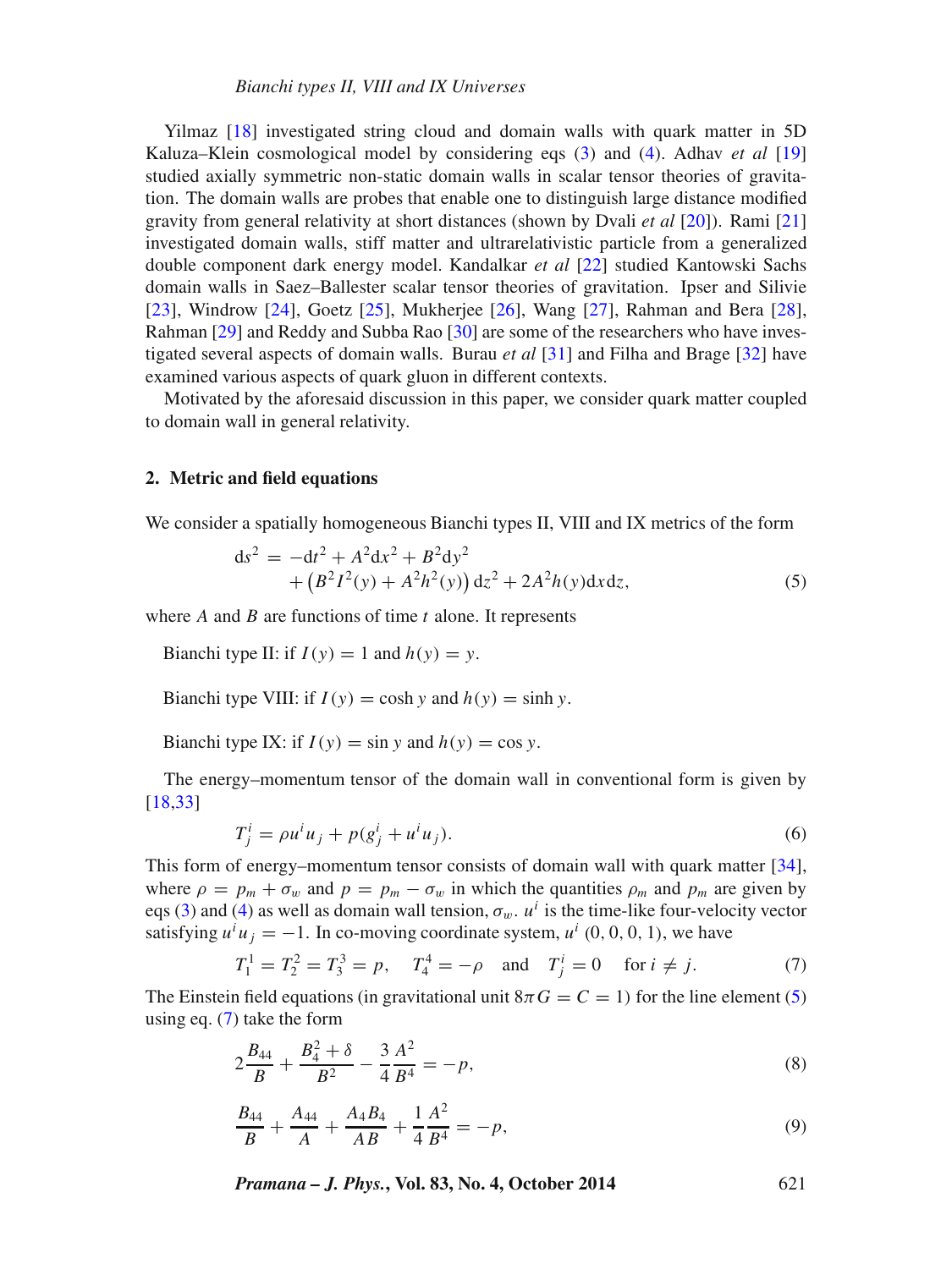Yilmaz [18] investigated string cloud and domain walls with quark matter in 5D Kaluza–Klein cosmological model by considering eqs (3) and (4). Adhav *et al* [19] studied axially symmetric non-static domain walls in scalar tensor theories of gravitation. The domain walls are probes that enable one to distinguish large distance modified gravity from general relativity at short distances (shown by Dvali *et al* [20]). Rami [21] investigated domain walls, stiff matter and ultrarelativistic particle from a generalized double component dark energy model. Kandalkar *et al* [22] studied Kantowski Sachs domain walls in Saez–Ballester scalar tensor theories of gravitation. Ipser and Silivie [23], Windrow [24], Goetz [25], Mukherjee [26], Wang [27], Rahman and Bera [28], Rahman [29] and Reddy and Subba Rao [30] are some of the researchers who have investigated several aspects of domain walls. Burau *et al* [31] and Filha and Brage [32] have examined various aspects of quark gluon in different contexts.

Motivated by the aforesaid discussion in this paper, we consider quark matter coupled to domain wall in general relativity.

## 2. Metric and field equations

We consider a spatially homogeneous Bianchi types II, VIII and IX metrics of the form

$$\mathrm{d}s^2 = -\mathrm{d}t^2 + A^2\mathrm{d}x^2 + B^2\mathrm{d}y^2 + \left(B^2 I^2(y) + A^2 h^2(y)\right)\mathrm{d}z^2 + 2A^2 h(y)\mathrm{d}x\mathrm{d}z, \tag{5}$$

where $A$ and $B$ are functions of time $t$ alone. It represents

Bianchi type II: if $I(y) = 1$ and $h(y) = y$.

Bianchi type VIII: if $I(y) = \cosh y$ and $h(y) = \sinh y$.

Bianchi type IX: if $I(y) = \sin y$ and $h(y) = \cos y$.

The energy–momentum tensor of the domain wall in conventional form is given by [18,33]

$$T^i_j = \rho u^i u_j + p(g^i_j + u^i u_j). \tag{6}$$

This form of energy–momentum tensor consists of domain wall with quark matter [34], where $\rho = p_m + \sigma_w$ and $p = p_m - \sigma_w$ in which the quantities $\rho_m$ and $p_m$ are given by eqs (3) and (4) as well as domain wall tension, $\sigma_w$. $u^i$ is the time-like four-velocity vector satisfying $u^i u_j = -1$. In co-moving coordinate system, $u^i$ (0, 0, 0, 1), we have

$$T^1_1 = T^2_2 = T^3_3 = p, \quad T^4_4 = -\rho \quad \text{and} \quad T^i_j = 0 \quad \text{for } i \neq j. \tag{7}$$

The Einstein field equations (in gravitational unit $8\pi G = C = 1$) for the line element (5) using eq. (7) take the form

$$2\frac{B_{44}}{B} + \frac{B_4^2 + \delta}{B^2} - \frac{3}{4}\frac{A^2}{B^4} = -p, \tag{8}$$

$$\frac{B_{44}}{B} + \frac{A_{44}}{A} + \frac{A_4 B_4}{AB} + \frac{1}{4}\frac{A^2}{B^4} = -p, \tag{9}$$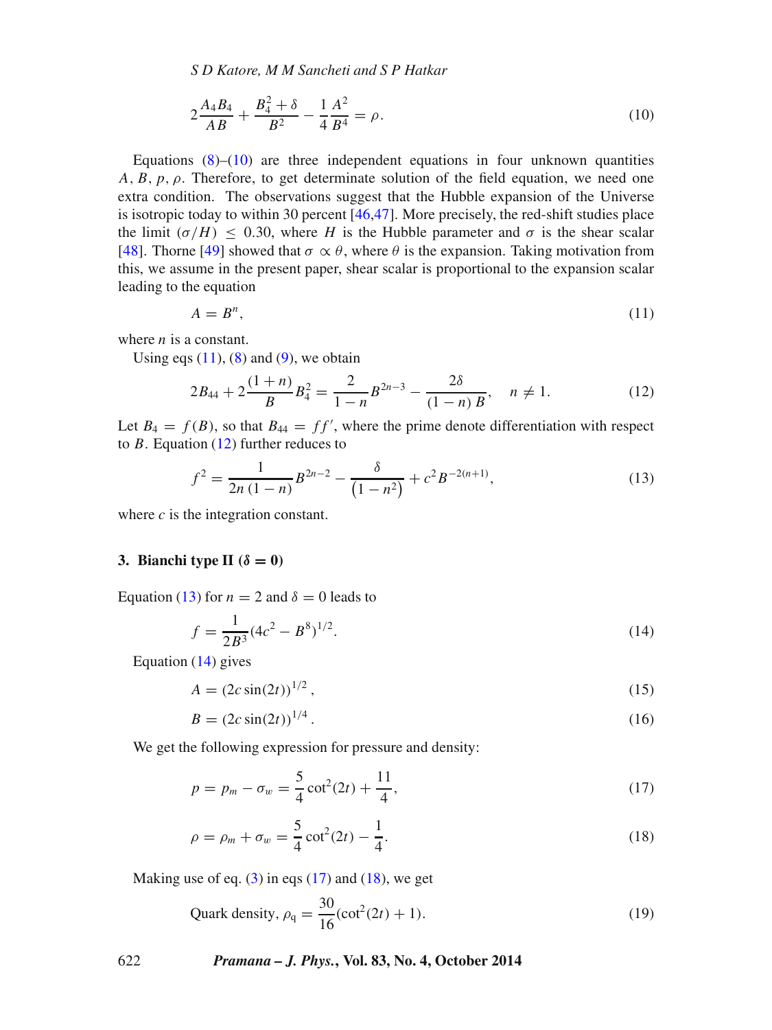$$2\frac{A_4 B_4}{AB} + \frac{B_4^2 + \delta}{B^2} - \frac{1}{4}\frac{A^2}{B^4} = \rho. \tag{10}$$

Equations (8)–(10) are three independent equations in four unknown quantities $A$, $B$, $p$, $\rho$. Therefore, to get determinate solution of the field equation, we need one extra condition. The observations suggest that the Hubble expansion of the Universe is isotropic today to within 30 percent [46,47]. More precisely, the red-shift studies place the limit $(\sigma/H) \leq 0.30$, where $H$ is the Hubble parameter and $\sigma$ is the shear scalar [48]. Thorne [49] showed that $\sigma \propto \theta$, where $\theta$ is the expansion. Taking motivation from this, we assume in the present paper, shear scalar is proportional to the expansion scalar leading to the equation

$$A = B^n, \tag{11}$$

where $n$ is a constant.

Using eqs (11), (8) and (9), we obtain

$$2B_{44} + 2\frac{(1+n)}{B}B_4^2 = \frac{2}{1-n}B^{2n-3} - \frac{2\delta}{(1-n)\,B}, \quad n \neq 1. \tag{12}$$

Let $B_4 = f(B)$, so that $B_{44} = ff'$, where the prime denote differentiation with respect to $B$. Equation (12) further reduces to

$$f^2 = \frac{1}{2n\,(1-n)}B^{2n-2} - \frac{\delta}{\left(1-n^2\right)} + c^2 B^{-2(n+1)}, \tag{13}$$

where $c$ is the integration constant.

## 3. Bianchi type II ($\delta = 0$)

Equation (13) for $n = 2$ and $\delta = 0$ leads to

$$f = \frac{1}{2B^3}(4c^2 - B^8)^{1/2}. \tag{14}$$

Equation (14) gives

$$A = (2c\sin(2t))^{1/2}, \tag{15}$$

$$B = (2c\sin(2t))^{1/4}. \tag{16}$$

We get the following expression for pressure and density:

$$p = p_m - \sigma_w = \frac{5}{4}\cot^2(2t) + \frac{11}{4}, \tag{17}$$

$$\rho = \rho_m + \sigma_w = \frac{5}{4}\cot^2(2t) - \frac{1}{4}. \tag{18}$$

Making use of eq. (3) in eqs (17) and (18), we get

$$\text{Quark density, } \rho_{\text{q}} = \frac{30}{16}(\cot^2(2t) + 1). \tag{19}$$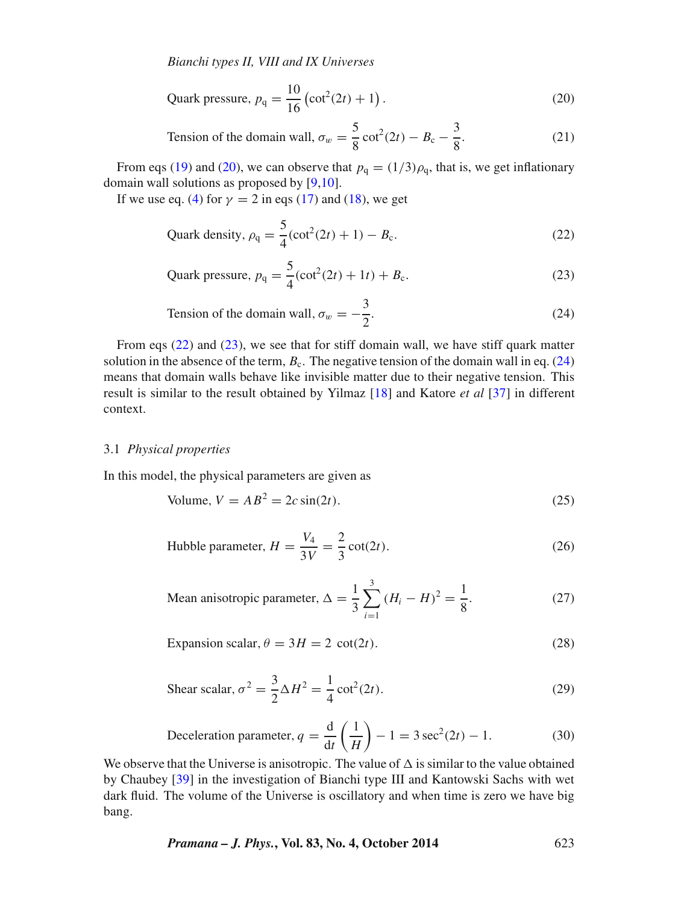$$\text{Quark pressure, } p_{\mathrm{q}} = \frac{10}{16}\left(\cot^2(2t) + 1\right). \tag{20}$$

$$\text{Tension of the domain wall, } \sigma_w = \frac{5}{8}\cot^2(2t) - B_{\mathrm{c}} - \frac{3}{8}. \tag{21}$$

From eqs (19) and (20), we can observe that $p_{\mathrm{q}} = (1/3)\rho_{\mathrm{q}}$, that is, we get inflationary domain wall solutions as proposed by [9,10].

If we use eq. (4) for $\gamma = 2$ in eqs (17) and (18), we get

$$\text{Quark density, } \rho_{\mathrm{q}} = \frac{5}{4}(\cot^2(2t) + 1) - B_{\mathrm{c}}. \tag{22}$$

$$\text{Quark pressure, } p_{\mathrm{q}} = \frac{5}{4}(\cot^2(2t) + 1t) + B_{\mathrm{c}}. \tag{23}$$

$$\text{Tension of the domain wall, } \sigma_w = -\frac{3}{2}. \tag{24}$$

From eqs (22) and (23), we see that for stiff domain wall, we have stiff quark matter solution in the absence of the term, $B_{\mathrm{c}}$. The negative tension of the domain wall in eq. (24) means that domain walls behave like invisible matter due to their negative tension. This result is similar to the result obtained by Yilmaz [18] and Katore *et al* [37] in different context.

### 3.1 *Physical properties*

In this model, the physical parameters are given as

$$\text{Volume, } V = AB^2 = 2c\sin(2t). \tag{25}$$

$$\text{Hubble parameter, } H = \frac{V_4}{3V} = \frac{2}{3}\cot(2t). \tag{26}$$

$$\text{Mean anisotropic parameter, } \Delta = \frac{1}{3}\sum_{i=1}^{3}(H_i - H)^2 = \frac{1}{8}. \tag{27}$$

$$\text{Expansion scalar, } \theta = 3H = 2\ \cot(2t). \tag{28}$$

$$\text{Shear scalar, } \sigma^2 = \frac{3}{2}\Delta H^2 = \frac{1}{4}\cot^2(2t). \tag{29}$$

$$\text{Deceleration parameter, } q = \frac{\mathrm{d}}{\mathrm{d}t}\left(\frac{1}{H}\right) - 1 = 3\sec^2(2t) - 1. \tag{30}$$

We observe that the Universe is anisotropic. The value of $\Delta$ is similar to the value obtained by Chaubey [39] in the investigation of Bianchi type III and Kantowski Sachs with wet dark fluid. The volume of the Universe is oscillatory and when time is zero we have big bang.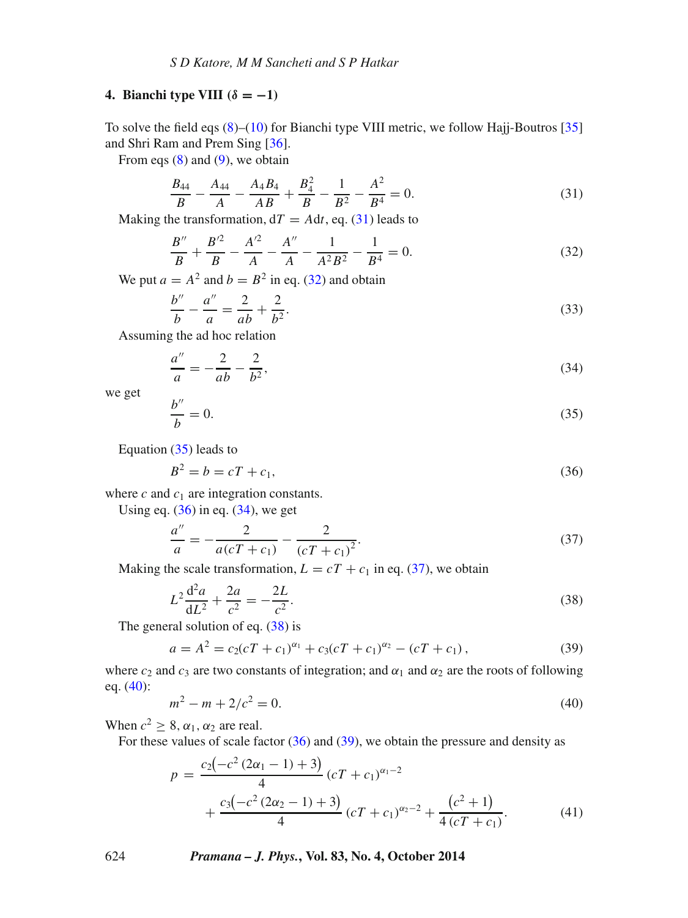## 4. Bianchi type VIII ($\delta = -1$)

To solve the field eqs (8)–(10) for Bianchi type VIII metric, we follow Hajj-Boutros [35] and Shri Ram and Prem Sing [36].

From eqs (8) and (9), we obtain

$$\frac{B_{44}}{B} - \frac{A_{44}}{A} - \frac{A_4 B_4}{AB} + \frac{B_4^2}{B} - \frac{1}{B^2} - \frac{A^2}{B^4} = 0. \tag{31}$$

Making the transformation, $\mathrm{d}T = A\mathrm{d}t$, eq. (31) leads to

$$\frac{B''}{B} + \frac{B'^2}{B} - \frac{A'^2}{A} - \frac{A''}{A} - \frac{1}{A^2B^2} - \frac{1}{B^4} = 0. \tag{32}$$

We put $a = A^2$ and $b = B^2$ in eq. (32) and obtain

$$\frac{b''}{b} - \frac{a''}{a} = \frac{2}{ab} + \frac{2}{b^2}. \tag{33}$$

Assuming the ad hoc relation

$$\frac{a''}{a} = -\frac{2}{ab} - \frac{2}{b^2}, \tag{34}$$

we get

$$\frac{b''}{b} = 0. \tag{35}$$

Equation (35) leads to

$$B^2 = b = cT + c_1, \tag{36}$$

where $c$ and $c_1$ are integration constants.

Using eq. (36) in eq. (34), we get

$$\frac{a''}{a} = -\frac{2}{a(cT + c_1)} - \frac{2}{(cT + c_1)^2}. \tag{37}$$

Making the scale transformation, $L = cT + c_1$ in eq. (37), we obtain

$$L^2 \frac{\mathrm{d}^2 a}{\mathrm{d}L^2} + \frac{2a}{c^2} = -\frac{2L}{c^2}. \tag{38}$$

The general solution of eq. (38) is

$$a = A^2 = c_2(cT + c_1)^{\alpha_1} + c_3(cT + c_1)^{\alpha_2} - (cT + c_1)\,, \tag{39}$$

where $c_2$ and $c_3$ are two constants of integration; and $\alpha_1$ and $\alpha_2$ are the roots of following eq. (40):

$$m^2 - m + 2/c^2 = 0. \tag{40}$$

When $c^2 \geq 8$, $\alpha_1$, $\alpha_2$ are real.

For these values of scale factor (36) and (39), we obtain the pressure and density as

$$p = \frac{c_2\left(-c^2\,(2\alpha_1 - 1) + 3\right)}{4}\,(cT + c_1)^{\alpha_1 - 2} + \frac{c_3\left(-c^2\,(2\alpha_2 - 1) + 3\right)}{4}\,(cT + c_1)^{\alpha_2 - 2} + \frac{\left(c^2 + 1\right)}{4\,(cT + c_1)}. \tag{41}$$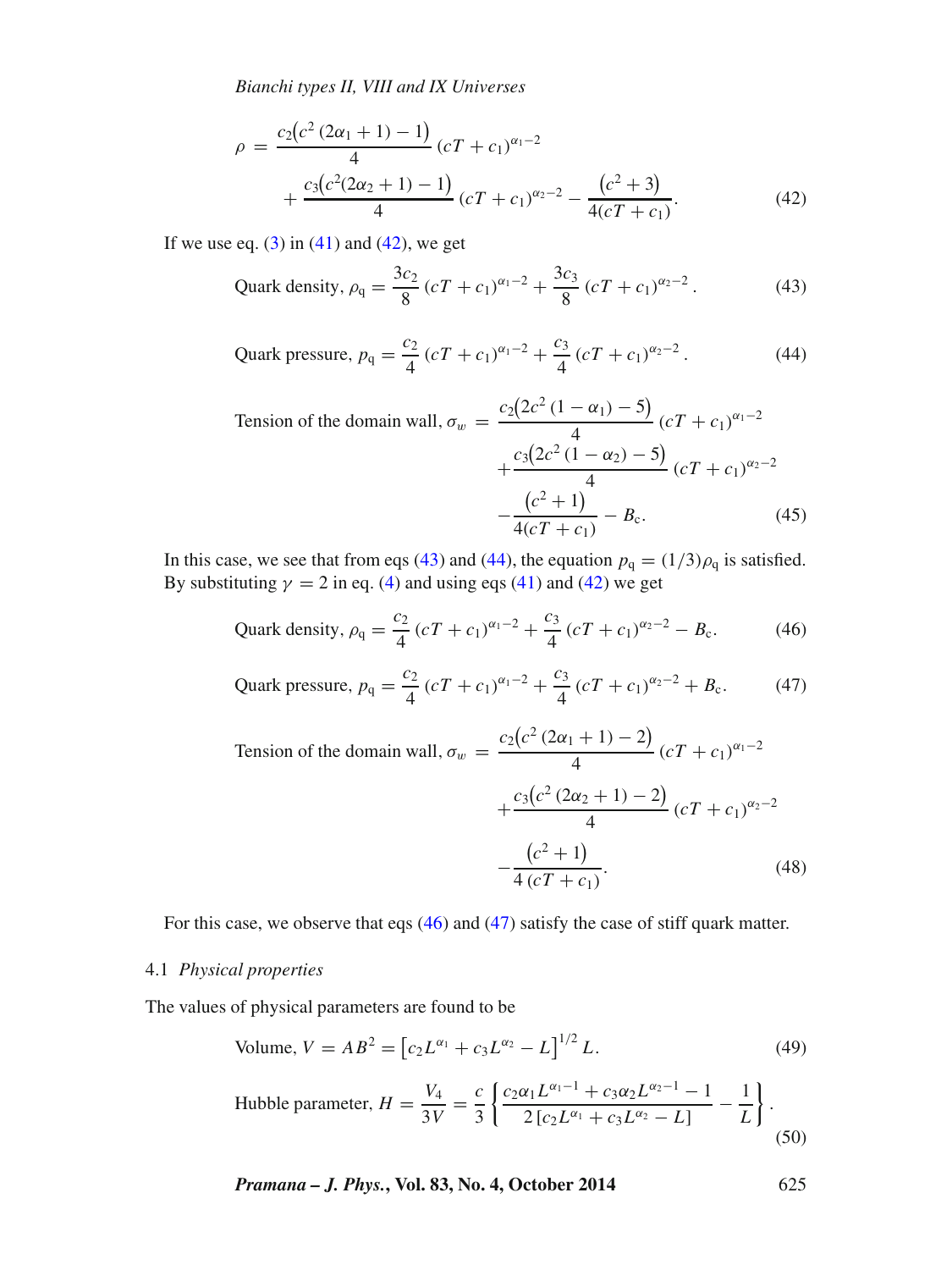$$\rho = \frac{c_2\big(c^2\,(2\alpha_1+1)-1\big)}{4}\,(cT+c_1)^{\alpha_1-2} + \frac{c_3\big(c^2(2\alpha_2+1)-1\big)}{4}\,(cT+c_1)^{\alpha_2-2} - \frac{\big(c^2+3\big)}{4(cT+c_1)}. \tag{42}$$

If we use eq. (3) in (41) and (42), we get

$$\text{Quark density, } \rho_{\mathrm{q}} = \frac{3c_2}{8}\,(cT+c_1)^{\alpha_1-2} + \frac{3c_3}{8}\,(cT+c_1)^{\alpha_2-2}. \tag{43}$$

$$\text{Quark pressure, } p_{\mathrm{q}} = \frac{c_2}{4}\,(cT+c_1)^{\alpha_1-2} + \frac{c_3}{4}\,(cT+c_1)^{\alpha_2-2}. \tag{44}$$

$$\text{Tension of the domain wall, } \sigma_w = \frac{c_2\big(2c^2\,(1-\alpha_1)-5\big)}{4}\,(cT+c_1)^{\alpha_1-2} + \frac{c_3\big(2c^2\,(1-\alpha_2)-5\big)}{4}\,(cT+c_1)^{\alpha_2-2} - \frac{\big(c^2+1\big)}{4(cT+c_1)} - B_{\mathrm{c}}. \tag{45}$$

In this case, we see that from eqs (43) and (44), the equation $p_{\mathrm{q}} = (1/3)\rho_{\mathrm{q}}$ is satisfied. By substituting $\gamma = 2$ in eq. (4) and using eqs (41) and (42) we get

$$\text{Quark density, } \rho_{\mathrm{q}} = \frac{c_2}{4}\,(cT+c_1)^{\alpha_1-2} + \frac{c_3}{4}\,(cT+c_1)^{\alpha_2-2} - B_{\mathrm{c}}. \tag{46}$$

$$\text{Quark pressure, } p_{\mathrm{q}} = \frac{c_2}{4}\,(cT+c_1)^{\alpha_1-2} + \frac{c_3}{4}\,(cT+c_1)^{\alpha_2-2} + B_{\mathrm{c}}. \tag{47}$$

$$\text{Tension of the domain wall, } \sigma_w = \frac{c_2\big(c^2\,(2\alpha_1+1)-2\big)}{4}\,(cT+c_1)^{\alpha_1-2} + \frac{c_3\big(c^2\,(2\alpha_2+1)-2\big)}{4}\,(cT+c_1)^{\alpha_2-2} - \frac{\big(c^2+1\big)}{4\,(cT+c_1)}. \tag{48}$$

For this case, we observe that eqs (46) and (47) satisfy the case of stiff quark matter.

### 4.1 *Physical properties*

The values of physical parameters are found to be

$$\text{Volume, } V = AB^2 = \left[c_2 L^{\alpha_1} + c_3 L^{\alpha_2} - L\right]^{1/2} L. \tag{49}$$

$$\text{Hubble parameter, } H = \frac{V_4}{3V} = \frac{c}{3}\left\{\frac{c_2\alpha_1 L^{\alpha_1-1} + c_3\alpha_2 L^{\alpha_2-1} - 1}{2\left[c_2 L^{\alpha_1} + c_3 L^{\alpha_2} - L\right]} - \frac{1}{L}\right\}. \tag{50}$$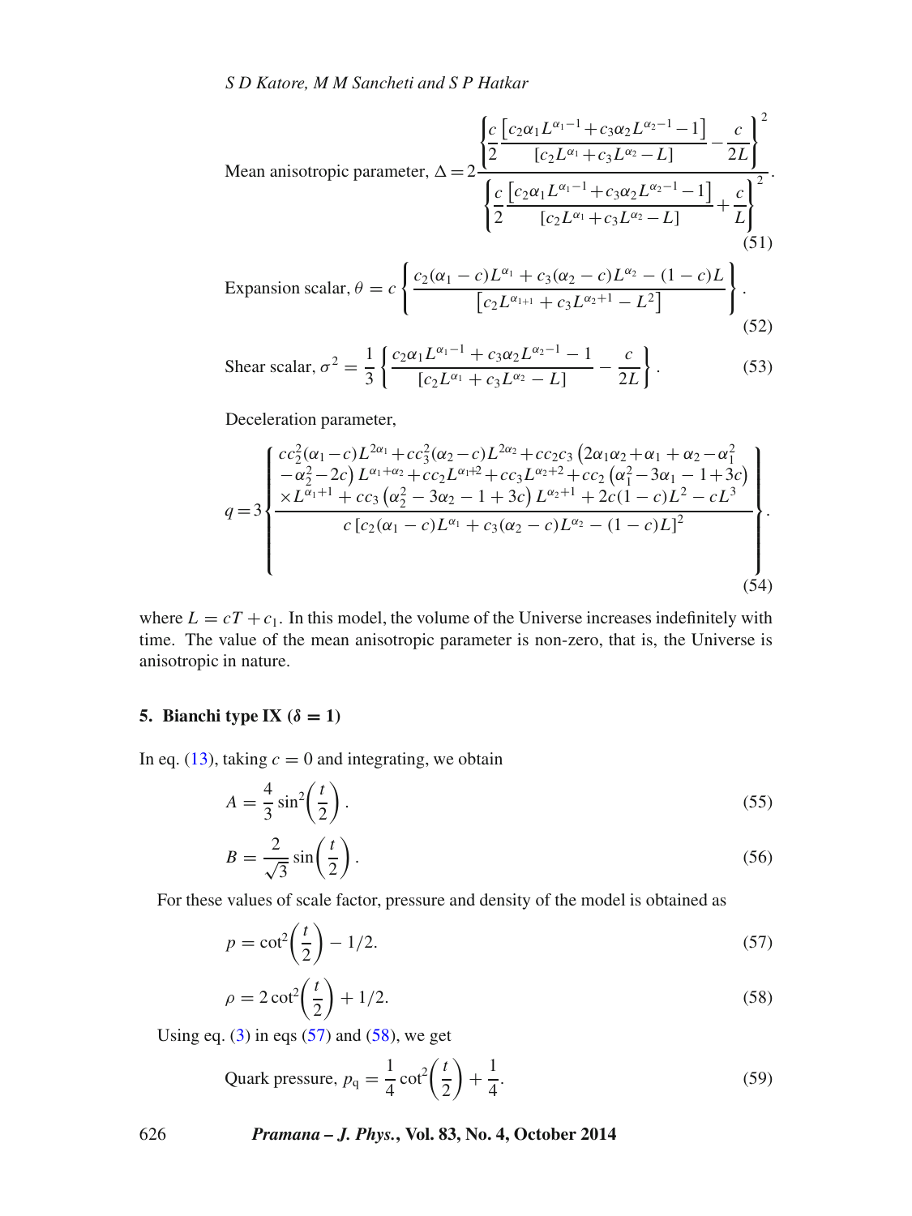$$\text{Mean anisotropic parameter, } \Delta = 2\frac{\left\{\dfrac{c}{2}\dfrac{\left[c_2\alpha_1 L^{\alpha_1-1}+c_3\alpha_2 L^{\alpha_2-1}-1\right]}{\left[c_2 L^{\alpha_1}+c_3 L^{\alpha_2}-L\right]}-\dfrac{c}{2L}\right\}^2}{\left\{\dfrac{c}{2}\dfrac{\left[c_2\alpha_1 L^{\alpha_1-1}+c_3\alpha_2 L^{\alpha_2-1}-1\right]}{\left[c_2 L^{\alpha_1}+c_3 L^{\alpha_2}-L\right]}+\dfrac{c}{L}\right\}^2}. \tag{51}$$

$$\text{Expansion scalar, } \theta = c\left\{\frac{c_2(\alpha_1-c)L^{\alpha_1}+c_3(\alpha_2-c)L^{\alpha_2}-(1-c)L}{\left[c_2 L^{\alpha_{1+1}}+c_3 L^{\alpha_2+1}-L^2\right]}\right\}. \tag{52}$$

$$\text{Shear scalar, } \sigma^2 = \frac{1}{3}\left\{\frac{c_2\alpha_1 L^{\alpha_1-1}+c_3\alpha_2 L^{\alpha_2-1}-1}{\left[c_2 L^{\alpha_1}+c_3 L^{\alpha_2}-L\right]}-\frac{c}{2L}\right\}. \tag{53}$$

Deceleration parameter,

$$q=3\left\{\frac{\begin{array}{l} cc_2^2(\alpha_1-c)L^{2\alpha_1}+cc_3^2(\alpha_2-c)L^{2\alpha_2}+cc_2c_3\left(2\alpha_1\alpha_2+\alpha_1+\alpha_2-\alpha_1^2\right.\\ \left.-\alpha_2^2-2c\right)L^{\alpha_1+\alpha_2}+cc_2L^{\alpha_1+2}+cc_3L^{\alpha_2+2}+cc_2\left(\alpha_1^2-3\alpha_1-1+3c\right)\\ \times L^{\alpha_1+1}+cc_3\left(\alpha_2^2-3\alpha_2-1+3c\right)L^{\alpha_2+1}+2c(1-c)L^2-cL^3 \end{array}}{c\left[c_2(\alpha_1-c)L^{\alpha_1}+c_3(\alpha_2-c)L^{\alpha_2}-(1-c)L\right]^2}\right\}. \tag{54}$$

where $L = cT + c_1$. In this model, the volume of the Universe increases indefinitely with time. The value of the mean anisotropic parameter is non-zero, that is, the Universe is anisotropic in nature.

## 5. Bianchi type IX ($\delta = 1$)

In eq. (13), taking $c = 0$ and integrating, we obtain

$$A = \frac{4}{3}\sin^2\left(\frac{t}{2}\right). \tag{55}$$

$$B = \frac{2}{\sqrt{3}}\sin\left(\frac{t}{2}\right). \tag{56}$$

For these values of scale factor, pressure and density of the model is obtained as

$$p = \cot^2\left(\frac{t}{2}\right) - 1/2. \tag{57}$$

$$\rho = 2\cot^2\left(\frac{t}{2}\right) + 1/2. \tag{58}$$

Using eq. (3) in eqs (57) and (58), we get

$$\text{Quark pressure, } p_{\mathrm{q}} = \frac{1}{4}\cot^2\left(\frac{t}{2}\right) + \frac{1}{4}. \tag{59}$$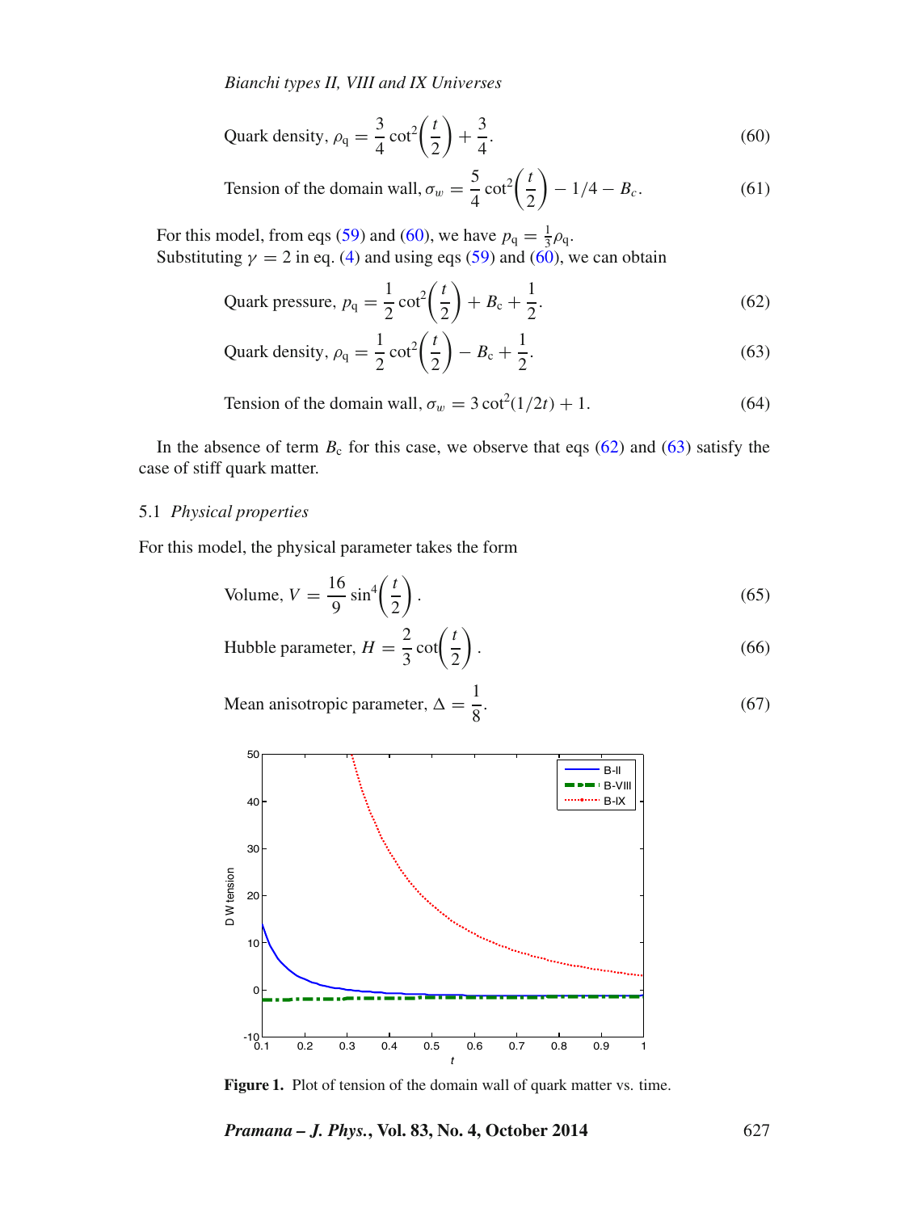$$\text{Quark density, } \rho_q = \frac{3}{4}\cot^2\left(\frac{t}{2}\right) + \frac{3}{4}. \tag{60}$$

$$\text{Tension of the domain wall, } \sigma_w = \frac{5}{4}\cot^2\left(\frac{t}{2}\right) - 1/4 - B_c. \tag{61}$$

For this model, from eqs (59) and (60), we have $p_q = \frac{1}{3}\rho_q$.
Substituting $\gamma = 2$ in eq. (4) and using eqs (59) and (60), we can obtain

$$\text{Quark pressure, } p_q = \frac{1}{2}\cot^2\left(\frac{t}{2}\right) + B_c + \frac{1}{2}. \tag{62}$$

$$\text{Quark density, } \rho_q = \frac{1}{2}\cot^2\left(\frac{t}{2}\right) - B_c + \frac{1}{2}. \tag{63}$$

$$\text{Tension of the domain wall, } \sigma_w = 3\cot^2(1/2t) + 1. \tag{64}$$

In the absence of term $B_c$ for this case, we observe that eqs (62) and (63) satisfy the case of stiff quark matter.

### 5.1 *Physical properties*

For this model, the physical parameter takes the form

$$\text{Volume, } V = \frac{16}{9}\sin^4\left(\frac{t}{2}\right). \tag{65}$$

$$\text{Hubble parameter, } H = \frac{2}{3}\cot\left(\frac{t}{2}\right). \tag{66}$$

$$\text{Mean anisotropic parameter, } \Delta = \frac{1}{8}. \tag{67}$$

**Figure 1.** Plot of tension of the domain wall of quark matter vs. time.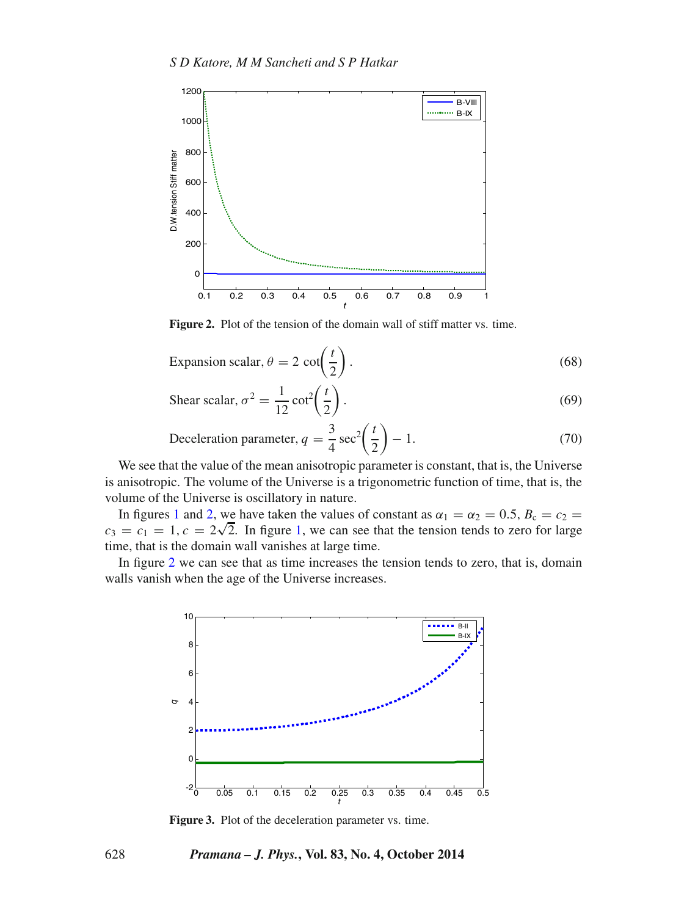**Figure 2.** Plot of the tension of the domain wall of stiff matter vs. time.

$$\text{Expansion scalar}, \theta = 2\cot\left(\frac{t}{2}\right). \tag{68}$$

$$\text{Shear scalar}, \sigma^2 = \frac{1}{12}\cot^2\left(\frac{t}{2}\right). \tag{69}$$

$$\text{Deceleration parameter}, q = \frac{3}{4}\sec^2\left(\frac{t}{2}\right) - 1. \tag{70}$$

We see that the value of the mean anisotropic parameter is constant, that is, the Universe is anisotropic. The volume of the Universe is a trigonometric function of time, that is, the volume of the Universe is oscillatory in nature.

In figures 1 and 2, we have taken the values of constant as $\alpha_1 = \alpha_2 = 0.5$, $B_c = c_2 = c_3 = c_1 = 1$, $c = 2\sqrt{2}$. In figure 1, we can see that the tension tends to zero for large time, that is the domain wall vanishes at large time.

In figure 2 we can see that as time increases the tension tends to zero, that is, domain walls vanish when the age of the Universe increases.

**Figure 3.** Plot of the deceleration parameter vs. time.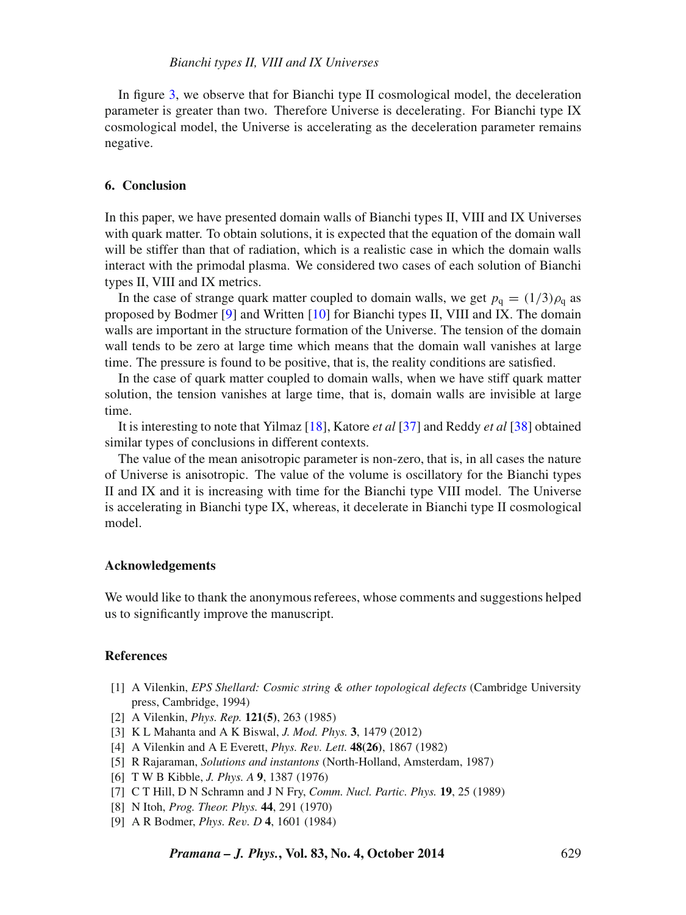In figure 3, we observe that for Bianchi type II cosmological model, the deceleration parameter is greater than two. Therefore Universe is decelerating. For Bianchi type IX cosmological model, the Universe is accelerating as the deceleration parameter remains negative.

## 6. Conclusion

In this paper, we have presented domain walls of Bianchi types II, VIII and IX Universes with quark matter. To obtain solutions, it is expected that the equation of the domain wall will be stiffer than that of radiation, which is a realistic case in which the domain walls interact with the primodal plasma. We considered two cases of each solution of Bianchi types II, VIII and IX metrics.

In the case of strange quark matter coupled to domain walls, we get $p_{\mathrm{q}} = (1/3)\rho_{\mathrm{q}}$ as proposed by Bodmer [9] and Written [10] for Bianchi types II, VIII and IX. The domain walls are important in the structure formation of the Universe. The tension of the domain wall tends to be zero at large time which means that the domain wall vanishes at large time. The pressure is found to be positive, that is, the reality conditions are satisfied.

In the case of quark matter coupled to domain walls, when we have stiff quark matter solution, the tension vanishes at large time, that is, domain walls are invisible at large time.

It is interesting to note that Yilmaz [18], Katore *et al* [37] and Reddy *et al* [38] obtained similar types of conclusions in different contexts.

The value of the mean anisotropic parameter is non-zero, that is, in all cases the nature of Universe is anisotropic. The value of the volume is oscillatory for the Bianchi types II and IX and it is increasing with time for the Bianchi type VIII model. The Universe is accelerating in Bianchi type IX, whereas, it decelerate in Bianchi type II cosmological model.

### Acknowledgements

We would like to thank the anonymous referees, whose comments and suggestions helped us to significantly improve the manuscript.

### References

- [1] A Vilenkin, *EPS Shellard: Cosmic string & other topological defects* (Cambridge University press, Cambridge, 1994)
- [2] A Vilenkin, *Phys. Rep.* **121(5)**, 263 (1985)
- [3] K L Mahanta and A K Biswal, *J. Mod. Phys.* **3**, 1479 (2012)
- [4] A Vilenkin and A E Everett, *Phys. Rev. Lett.* **48(26)**, 1867 (1982)
- [5] R Rajaraman, *Solutions and instantons* (North-Holland, Amsterdam, 1987)
- [6] T W B Kibble, *J. Phys. A* **9**, 1387 (1976)
- [7] C T Hill, D N Schramn and J N Fry, *Comm. Nucl. Partic. Phys.* **19**, 25 (1989)
- [8] N Itoh, *Prog. Theor. Phys.* **44**, 291 (1970)
- [9] A R Bodmer, *Phys. Rev. D* **4**, 1601 (1984)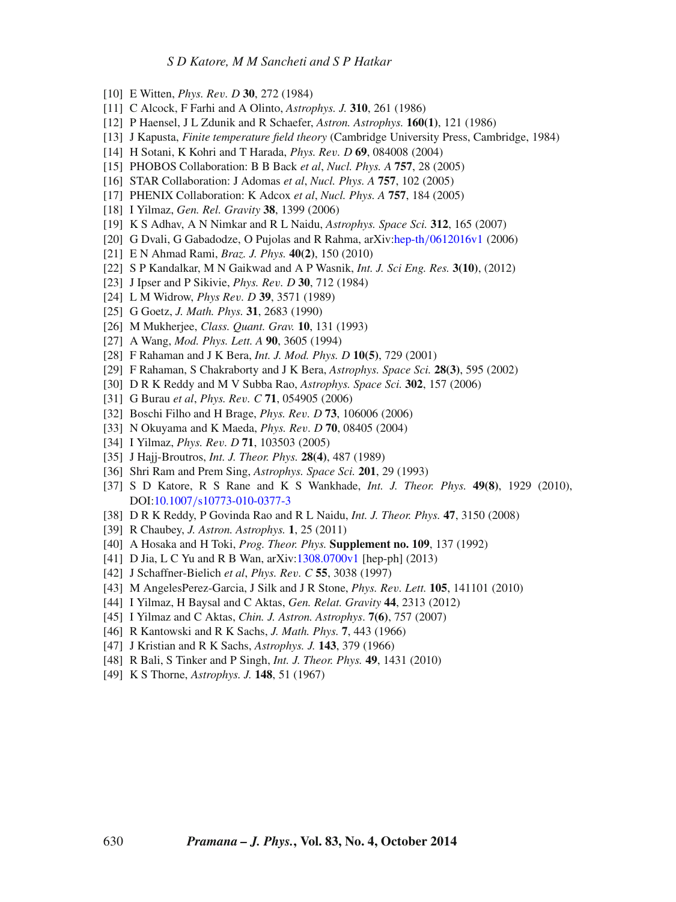[10] E Witten, *Phys. Rev. D* **30**, 272 (1984)

[11] C Alcock, F Farhi and A Olinto, *Astrophys. J.* **310**, 261 (1986)

[12] P Haensel, J L Zdunik and R Schaefer, *Astron. Astrophys.* **160(1)**, 121 (1986)

[13] J Kapusta, *Finite temperature field theory* (Cambridge University Press, Cambridge, 1984)

[14] H Sotani, K Kohri and T Harada, *Phys. Rev. D* **69**, 084008 (2004)

[15] PHOBOS Collaboration: B B Back *et al*, *Nucl. Phys. A* **757**, 28 (2005)

[16] STAR Collaboration: J Adomas *et al*, *Nucl. Phys. A* **757**, 102 (2005)

[17] PHENIX Collaboration: K Adcox *et al*, *Nucl. Phys. A* **757**, 184 (2005)

[18] I Yilmaz, *Gen. Rel. Gravity* **38**, 1399 (2006)

[19] K S Adhav, A N Nimkar and R L Naidu, *Astrophys. Space Sci.* **312**, 165 (2007)

[20] G Dvali, G Gabadodze, O Pujolas and R Rahma, arXiv:hep-th/0612016v1 (2006)

[21] E N Ahmad Rami, *Braz. J. Phys.* **40(2)**, 150 (2010)

[22] S P Kandalkar, M N Gaikwad and A P Wasnik, *Int. J. Sci Eng. Res.* **3(10)**, (2012)

[23] J Ipser and P Sikivie, *Phys. Rev. D* **30**, 712 (1984)

[24] L M Widrow, *Phys Rev. D* **39**, 3571 (1989)

[25] G Goetz, *J. Math. Phys.* **31**, 2683 (1990)

[26] M Mukherjee, *Class. Quant. Grav.* **10**, 131 (1993)

[27] A Wang, *Mod. Phys. Lett. A* **90**, 3605 (1994)

[28] F Rahaman and J K Bera, *Int. J. Mod. Phys. D* **10(5)**, 729 (2001)

[29] F Rahaman, S Chakraborty and J K Bera, *Astrophys. Space Sci.* **28(3)**, 595 (2002)

[30] D R K Reddy and M V Subba Rao, *Astrophys. Space Sci.* **302**, 157 (2006)

[31] G Burau *et al*, *Phys. Rev. C* **71**, 054905 (2006)

[32] Boschi Filho and H Brage, *Phys. Rev. D* **73**, 106006 (2006)

[33] N Okuyama and K Maeda, *Phys. Rev. D* **70**, 08405 (2004)

[34] I Yilmaz, *Phys. Rev. D* **71**, 103503 (2005)

[35] J Hajj-Broutros, *Int. J. Theor. Phys.* **28(4)**, 487 (1989)

[36] Shri Ram and Prem Sing, *Astrophys. Space Sci.* **201**, 29 (1993)

[37] S D Katore, R S Rane and K S Wankhade, *Int. J. Theor. Phys.* **49(8)**, 1929 (2010), DOI:10.1007/s10773-010-0377-3

[38] D R K Reddy, P Govinda Rao and R L Naidu, *Int. J. Theor. Phys.* **47**, 3150 (2008)

[39] R Chaubey, *J. Astron. Astrophys.* **1**, 25 (2011)

[40] A Hosaka and H Toki, *Prog. Theor. Phys.* **Supplement no. 109**, 137 (1992)

[41] D Jia, L C Yu and R B Wan, arXiv:1308.0700v1 [hep-ph] (2013)

[42] J Schaffner-Bielich *et al*, *Phys. Rev. C* **55**, 3038 (1997)

[43] M AngelesPerez-Garcia, J Silk and J R Stone, *Phys. Rev. Lett.* **105**, 141101 (2010)

[44] I Yilmaz, H Baysal and C Aktas, *Gen. Relat. Gravity* **44**, 2313 (2012)

[45] I Yilmaz and C Aktas, *Chin. J. Astron. Astrophys*. **7(6)**, 757 (2007)

[46] R Kantowski and R K Sachs, *J. Math. Phys.* **7**, 443 (1966)

[47] J Kristian and R K Sachs, *Astrophys. J.* **143**, 379 (1966)

[48] R Bali, S Tinker and P Singh, *Int. J. Theor. Phys.* **49**, 1431 (2010)

[49] K S Thorne, *Astrophys. J.* **148**, 51 (1967)